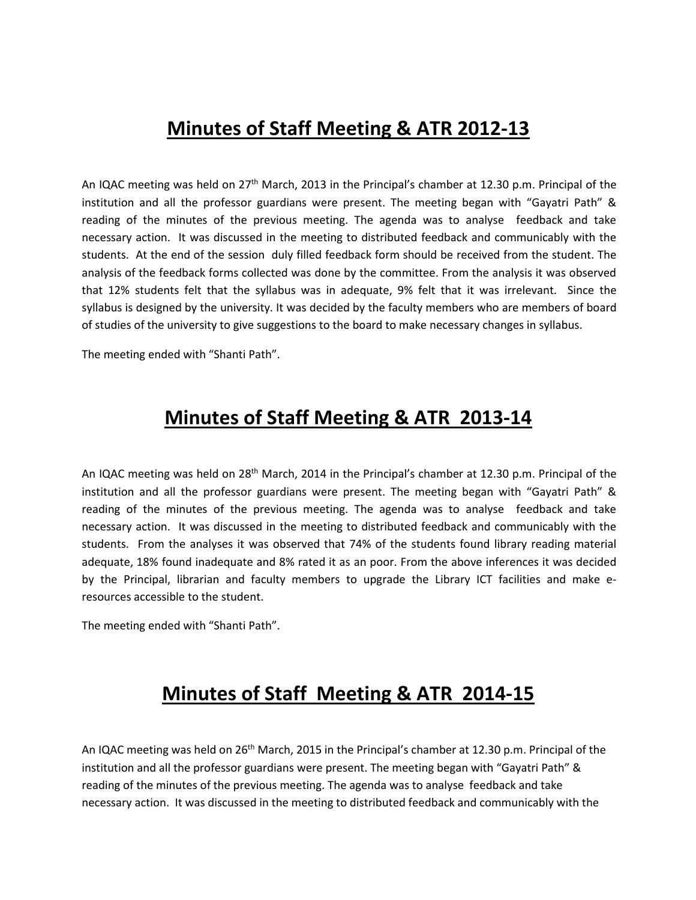# Minutes of Staff Meeting & ATR 2012-13

An IQAC meeting was held on 27th March, 2013 in the Principal's chamber at 12.30 p.m. Principal of the institution and all the professor guardians were present. The meeting began with "Gayatri Path" & reading of the minutes of the previous meeting. The agenda was to analyse feedback and take necessary action. It was discussed in the meeting to distributed feedback and communicably with the students. At the end of the session duly filled feedback form should be received from the student. The analysis of the feedback forms collected was done by the committee. From the analysis it was observed that 12% students felt that the syllabus was in adequate, 9% felt that it was irrelevant. Since the syllabus is designed by the university. It was decided by the faculty members who are members of board of studies of the university to give suggestions to the board to make necessary changes in syllabus.

The meeting ended with "Shanti Path".

# Minutes of Staff Meeting & ATR 2013-14

An IQAC meeting was held on 28th March, 2014 in the Principal's chamber at 12.30 p.m. Principal of the institution and all the professor guardians were present. The meeting began with "Gayatri Path" & reading of the minutes of the previous meeting. The agenda was to analyse feedback and take necessary action. It was discussed in the meeting to distributed feedback and communicably with the students. From the analyses it was observed that 74% of the students found library reading material adequate, 18% found inadequate and 8% rated it as an poor. From the above inferences it was decided by the Principal, librarian and faculty members to upgrade the Library ICT facilities and make e-resources accessible to the student.

The meeting ended with "Shanti Path".

# Minutes of Staff Meeting & ATR 2014-15

An IQAC meeting was held on 26th March, 2015 in the Principal's chamber at 12.30 p.m. Principal of the institution and all the professor guardians were present. The meeting began with "Gayatri Path" & reading of the minutes of the previous meeting. The agenda was to analyse feedback and take necessary action. It was discussed in the meeting to distributed feedback and communicably with the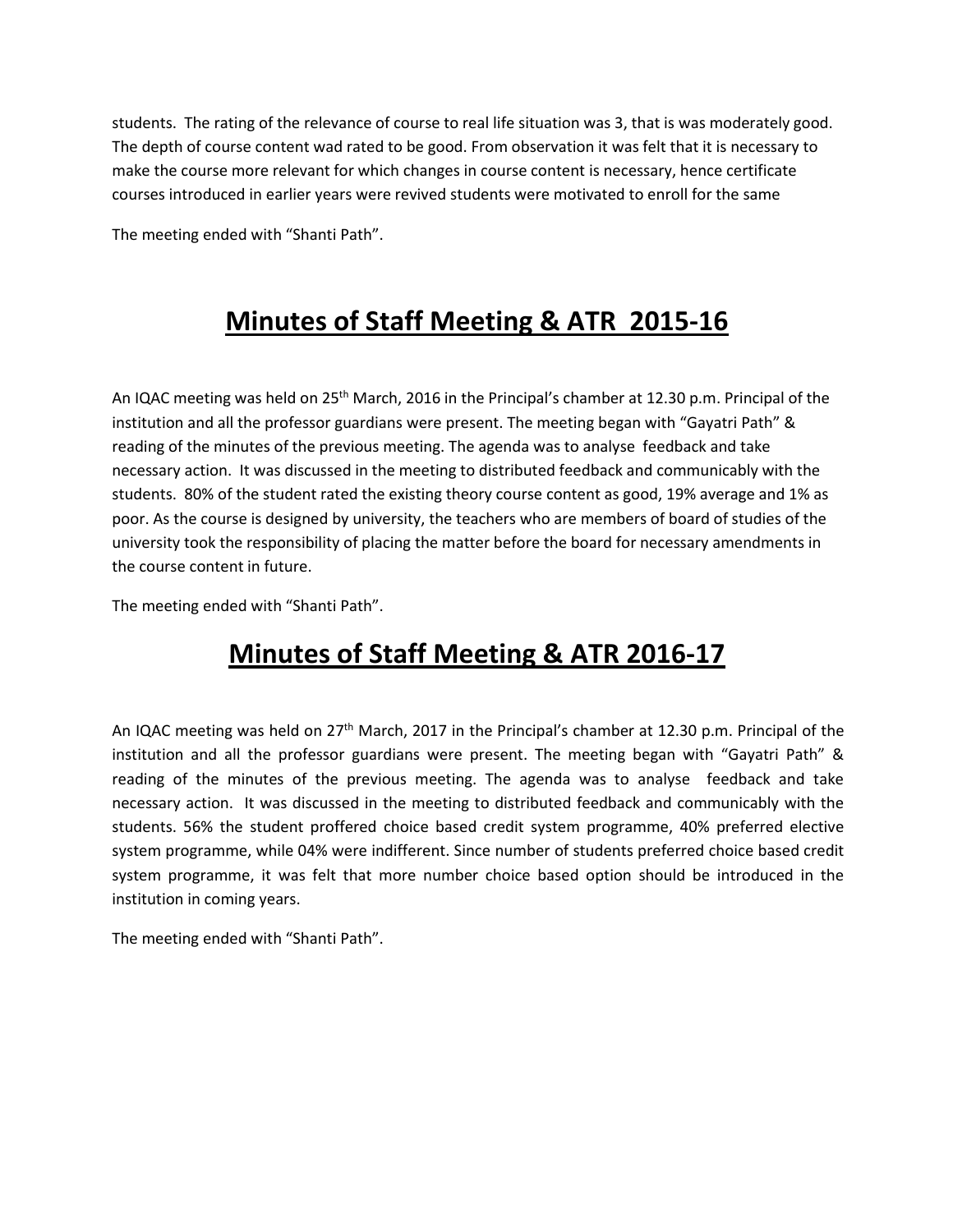students. The rating of the relevance of course to real life situation was 3, that is was moderately good. The depth of course content wad rated to be good. From observation it was felt that it is necessary to make the course more relevant for which changes in course content is necessary, hence certificate courses introduced in earlier years were revived students were motivated to enroll for the same

The meeting ended with "Shanti Path".

# Minutes of Staff Meeting & ATR 2015-16

An IQAC meeting was held on 25th March, 2016 in the Principal's chamber at 12.30 p.m. Principal of the institution and all the professor guardians were present. The meeting began with "Gayatri Path" & reading of the minutes of the previous meeting. The agenda was to analyse feedback and take necessary action. It was discussed in the meeting to distributed feedback and communicably with the students. 80% of the student rated the existing theory course content as good, 19% average and 1% as poor. As the course is designed by university, the teachers who are members of board of studies of the university took the responsibility of placing the matter before the board for necessary amendments in the course content in future.

The meeting ended with "Shanti Path".

# Minutes of Staff Meeting & ATR 2016-17

An IQAC meeting was held on 27th March, 2017 in the Principal's chamber at 12.30 p.m. Principal of the institution and all the professor guardians were present. The meeting began with "Gayatri Path" & reading of the minutes of the previous meeting. The agenda was to analyse feedback and take necessary action. It was discussed in the meeting to distributed feedback and communicably with the students. 56% the student proffered choice based credit system programme, 40% preferred elective system programme, while 04% were indifferent. Since number of students preferred choice based credit system programme, it was felt that more number choice based option should be introduced in the institution in coming years.

The meeting ended with "Shanti Path".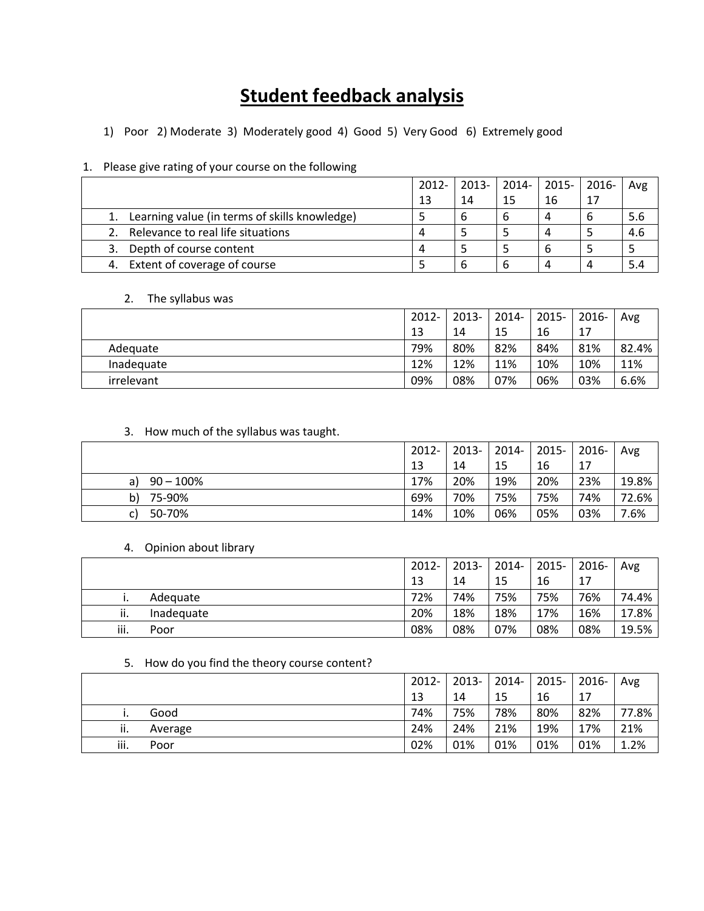# Student feedback analysis

1) Poor 2) Moderate 3) Moderately good 4) Good 5) Very Good 6) Extremely good

1. Please give rating of your course on the following

| | 2012-13 | 2013-14 | 2014-15 | 2015-16 | 2016-17 | Avg |
|---|---|---|---|---|---|---|
| 1. Learning value (in terms of skills knowledge) | 5 | 6 | 6 | 4 | 6 | 5.6 |
| 2. Relevance to real life situations | 4 | 5 | 5 | 4 | 5 | 4.6 |
| 3. Depth of course content | 4 | 5 | 5 | 6 | 5 | 5 |
| 4. Extent of coverage of course | 5 | 6 | 6 | 4 | 4 | 5.4 |

2. The syllabus was

| | 2012-13 | 2013-14 | 2014-15 | 2015-16 | 2016-17 | Avg |
|---|---|---|---|---|---|---|
| Adequate | 79% | 80% | 82% | 84% | 81% | 82.4% |
| Inadequate | 12% | 12% | 11% | 10% | 10% | 11% |
| irrelevant | 09% | 08% | 07% | 06% | 03% | 6.6% |

3. How much of the syllabus was taught.

| | 2012-13 | 2013-14 | 2014-15 | 2015-16 | 2016-17 | Avg |
|---|---|---|---|---|---|---|
| a) 90 – 100% | 17% | 20% | 19% | 20% | 23% | 19.8% |
| b) 75-90% | 69% | 70% | 75% | 75% | 74% | 72.6% |
| c) 50-70% | 14% | 10% | 06% | 05% | 03% | 7.6% |

4. Opinion about library

| | 2012-13 | 2013-14 | 2014-15 | 2015-16 | 2016-17 | Avg |
|---|---|---|---|---|---|---|
| i. Adequate | 72% | 74% | 75% | 75% | 76% | 74.4% |
| ii. Inadequate | 20% | 18% | 18% | 17% | 16% | 17.8% |
| iii. Poor | 08% | 08% | 07% | 08% | 08% | 19.5% |

5. How do you find the theory course content?

| | 2012-13 | 2013-14 | 2014-15 | 2015-16 | 2016-17 | Avg |
|---|---|---|---|---|---|---|
| i. Good | 74% | 75% | 78% | 80% | 82% | 77.8% |
| ii. Average | 24% | 24% | 21% | 19% | 17% | 21% |
| iii. Poor | 02% | 01% | 01% | 01% | 01% | 1.2% |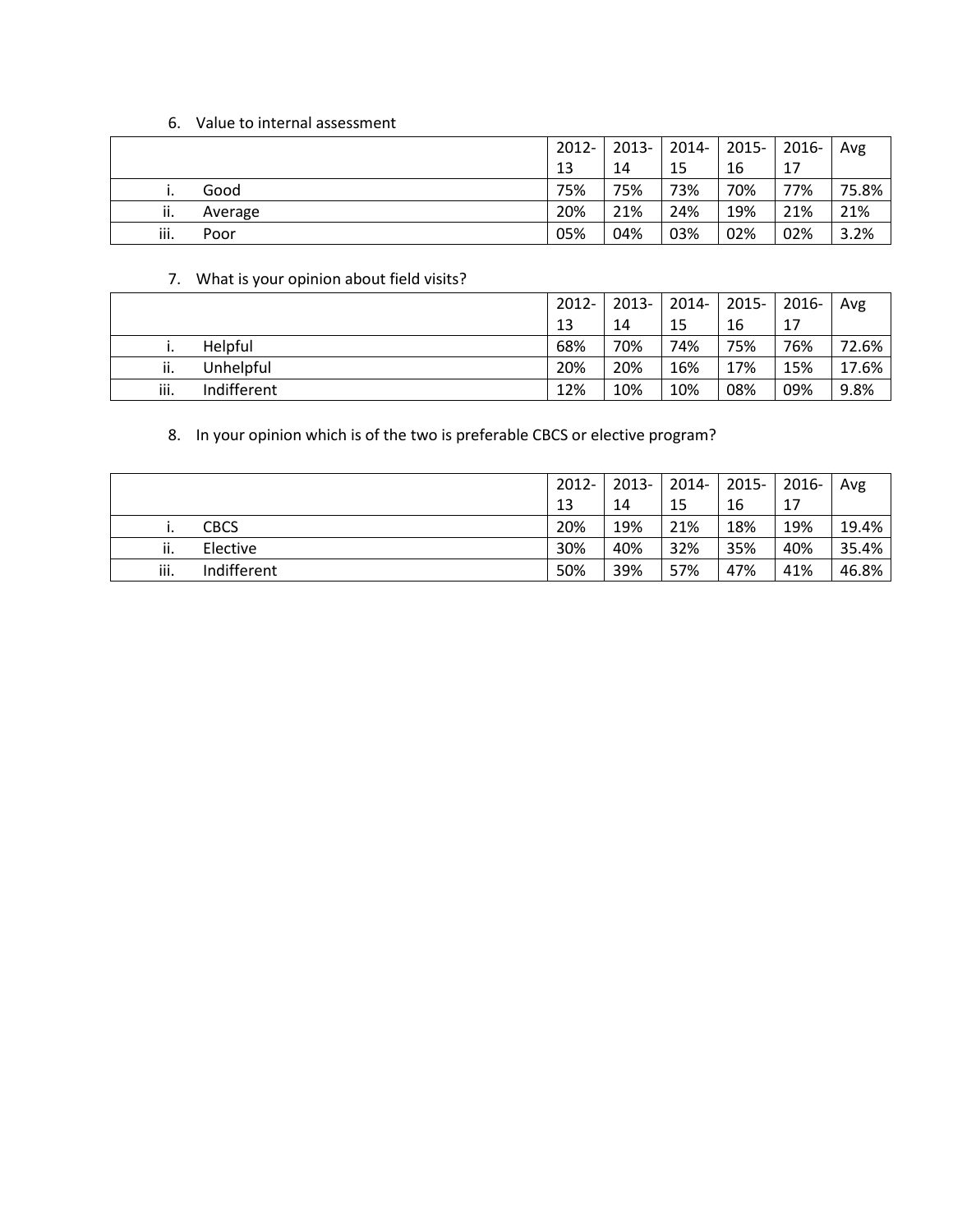6. Value to internal assessment

| | | 2012-13 | 2013-14 | 2014-15 | 2015-16 | 2016-17 | Avg |
|---|---|---|---|---|---|---|---|
| i. | Good | 75% | 75% | 73% | 70% | 77% | 75.8% |
| ii. | Average | 20% | 21% | 24% | 19% | 21% | 21% |
| iii. | Poor | 05% | 04% | 03% | 02% | 02% | 3.2% |

7. What is your opinion about field visits?

| | | 2012-13 | 2013-14 | 2014-15 | 2015-16 | 2016-17 | Avg |
|---|---|---|---|---|---|---|---|
| i. | Helpful | 68% | 70% | 74% | 75% | 76% | 72.6% |
| ii. | Unhelpful | 20% | 20% | 16% | 17% | 15% | 17.6% |
| iii. | Indifferent | 12% | 10% | 10% | 08% | 09% | 9.8% |

8. In your opinion which is of the two is preferable CBCS or elective program?

| | | 2012-13 | 2013-14 | 2014-15 | 2015-16 | 2016-17 | Avg |
|---|---|---|---|---|---|---|---|
| i. | CBCS | 20% | 19% | 21% | 18% | 19% | 19.4% |
| ii. | Elective | 30% | 40% | 32% | 35% | 40% | 35.4% |
| iii. | Indifferent | 50% | 39% | 57% | 47% | 41% | 46.8% |